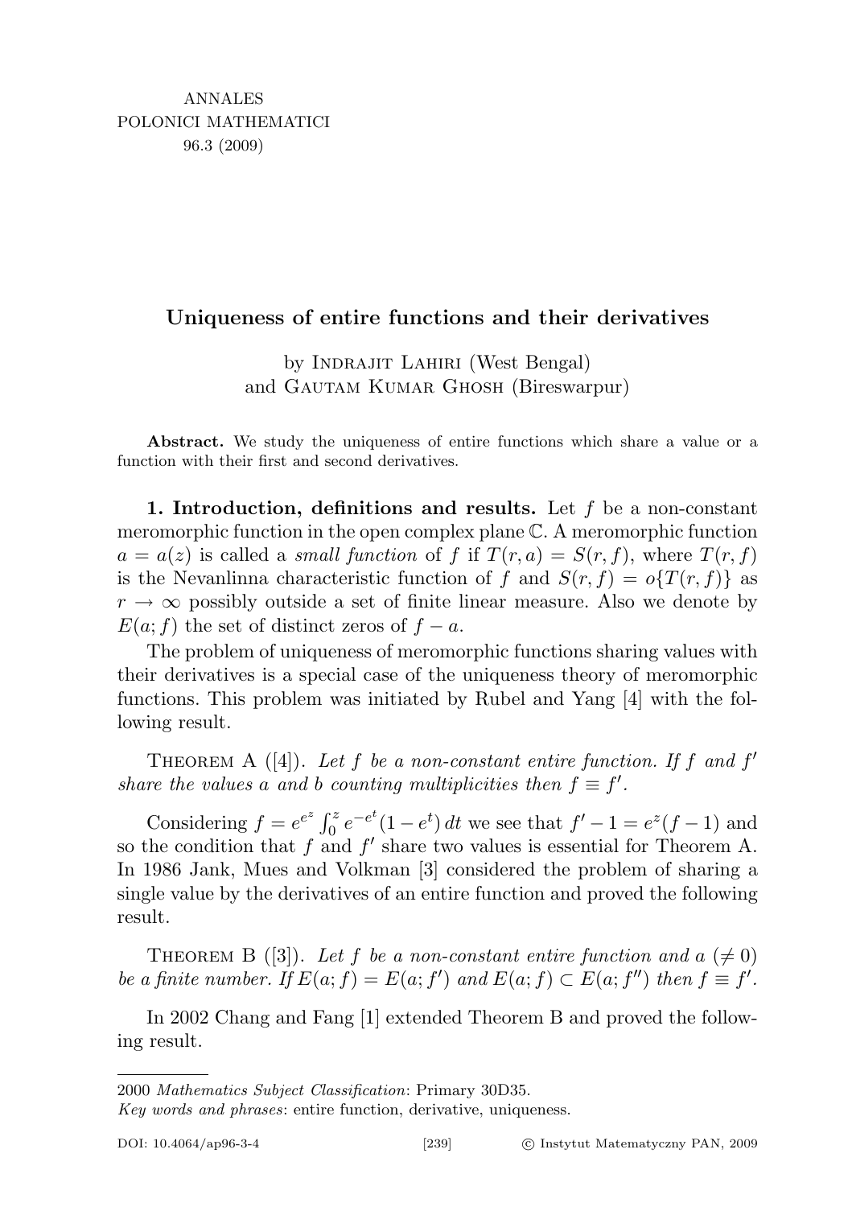# Uniqueness of entire functions and their derivatives

by Indrajit Lahiri (West Bengal) and Gautam Kumar Ghosh (Bireswarpur)

**Abstract.** We study the uniqueness of entire functions which share a value or a function with their first and second derivatives.

**1. Introduction, definitions and results.** Let $f$ be a non-constant meromorphic function in the open complex plane $\mathbb{C}$. A meromorphic function $a = a(z)$ is called a *small function* of $f$ if $T(r, a) = S(r, f)$, where $T(r, f)$ is the Nevanlinna characteristic function of $f$ and $S(r, f) = o\{T(r, f)\}$ as $r \to \infty$ possibly outside a set of finite linear measure. Also we denote by $E(a; f)$ the set of distinct zeros of $f - a$.

The problem of uniqueness of meromorphic functions sharing values with their derivatives is a special case of the uniqueness theory of meromorphic functions. This problem was initiated by Rubel and Yang [4] with the following result.

Theorem A ([4]). *Let $f$ be a non-constant entire function. If $f$ and $f'$ share the values $a$ and $b$ counting multiplicities then $f \equiv f'$.*

Considering $f = e^{e^z} \int_0^z e^{-e^t}(1 - e^t)\, dt$ we see that $f' - 1 = e^z(f - 1)$ and so the condition that $f$ and $f'$ share two values is essential for Theorem A. In 1986 Jank, Mues and Volkman [3] considered the problem of sharing a single value by the derivatives of an entire function and proved the following result.

Theorem B ([3]). *Let $f$ be a non-constant entire function and $a$ ($\neq 0$) be a finite number. If $E(a; f) = E(a; f')$ and $E(a; f) \subset E(a; f'')$ then $f \equiv f'$.*

In 2002 Chang and Fang [1] extended Theorem B and proved the following result.

---

2000 *Mathematics Subject Classification*: Primary 30D35.

*Key words and phrases*: entire function, derivative, uniqueness.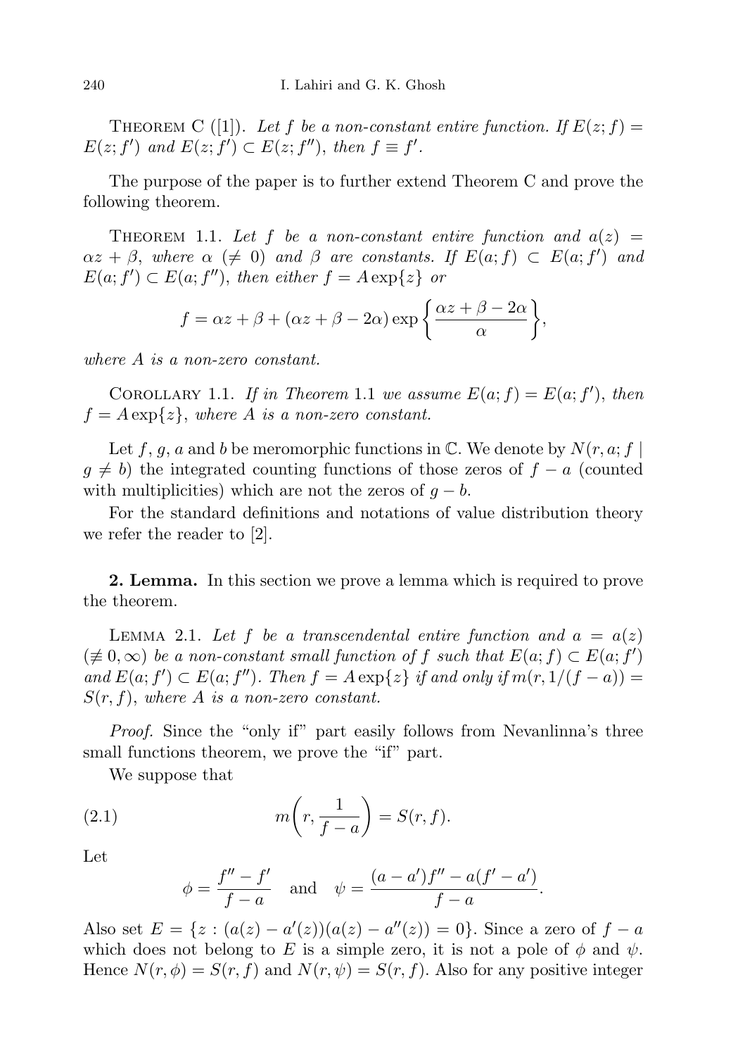Theorem C ([1]). *Let $f$ be a non-constant entire function. If $E(z;f) = E(z;f')$ and $E(z;f') \subset E(z;f'')$, then $f \equiv f'$.*

The purpose of the paper is to further extend Theorem C and prove the following theorem.

Theorem 1.1. *Let $f$ be a non-constant entire function and $a(z) = \alpha z + \beta$, where $\alpha$ $(\neq 0)$ and $\beta$ are constants. If $E(a;f) \subset E(a;f')$ and $E(a;f') \subset E(a;f'')$, then either $f = A\exp\{z\}$ or*

$$f = \alpha z + \beta + (\alpha z + \beta - 2\alpha)\exp\left\{\frac{\alpha z + \beta - 2\alpha}{\alpha}\right\},$$

*where $A$ is a non-zero constant.*

Corollary 1.1. *If in Theorem 1.1 we assume $E(a;f) = E(a;f')$, then $f = A\exp\{z\}$, where $A$ is a non-zero constant.*

Let $f$, $g$, $a$ and $b$ be meromorphic functions in $\mathbb{C}$. We denote by $N(r,a;f \mid g \neq b)$ the integrated counting functions of those zeros of $f - a$ (counted with multiplicities) which are not the zeros of $g - b$.

For the standard definitions and notations of value distribution theory we refer the reader to [2].

**2. Lemma.** In this section we prove a lemma which is required to prove the theorem.

Lemma 2.1. *Let $f$ be a transcendental entire function and $a = a(z)$ $(\not\equiv 0, \infty)$ be a non-constant small function of $f$ such that $E(a;f) \subset E(a;f')$ and $E(a;f') \subset E(a;f'')$. Then $f = A\exp\{z\}$ if and only if $m(r, 1/(f-a)) = S(r,f)$, where $A$ is a non-zero constant.*

*Proof.* Since the "only if" part easily follows from Nevanlinna's three small functions theorem, we prove the "if" part.

We suppose that

$$m\left(r, \frac{1}{f-a}\right) = S(r,f). \tag{2.1}$$

Let

$$\phi = \frac{f'' - f'}{f - a} \quad \text{and} \quad \psi = \frac{(a - a')f'' - a(f' - a')}{f - a}.$$

Also set $E = \{z : (a(z) - a'(z))(a(z) - a''(z)) = 0\}$. Since a zero of $f - a$ which does not belong to $E$ is a simple zero, it is not a pole of $\phi$ and $\psi$. Hence $N(r,\phi) = S(r,f)$ and $N(r,\psi) = S(r,f)$. Also for any positive integer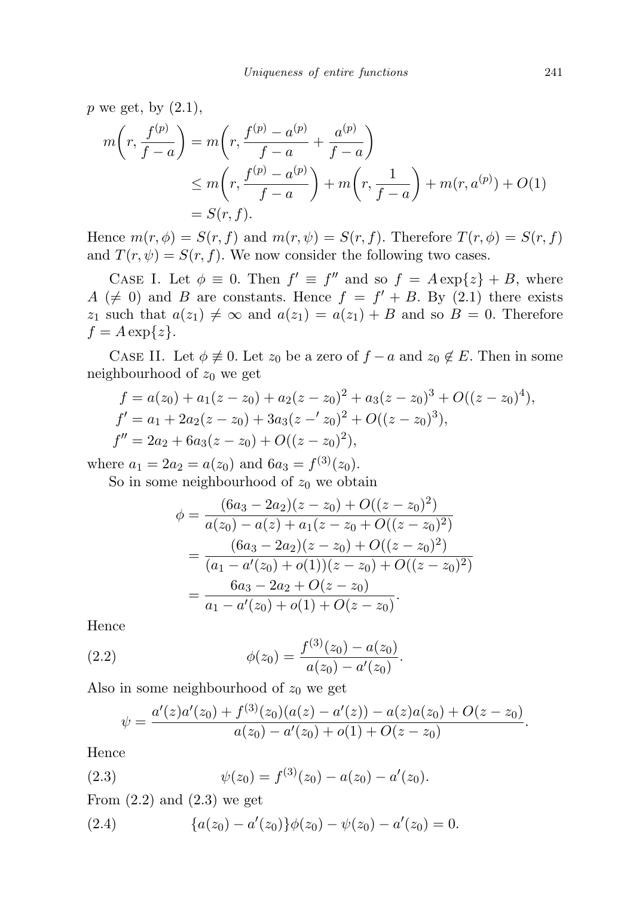$p$ we get, by (2.1),

$$\begin{aligned}
m\left(r, \frac{f^{(p)}}{f-a}\right) &= m\left(r, \frac{f^{(p)} - a^{(p)}}{f-a} + \frac{a^{(p)}}{f-a}\right) \\
&\leq m\left(r, \frac{f^{(p)} - a^{(p)}}{f-a}\right) + m\left(r, \frac{1}{f-a}\right) + m(r, a^{(p)}) + O(1) \\
&= S(r, f).
\end{aligned}$$

Hence $m(r, \phi) = S(r, f)$ and $m(r, \psi) = S(r, f)$. Therefore $T(r, \phi) = S(r, f)$ and $T(r, \psi) = S(r, f)$. We now consider the following two cases.

Case I. Let $\phi \equiv 0$. Then $f' \equiv f''$ and so $f = A\exp\{z\} + B$, where $A$ $(\neq 0)$ and $B$ are constants. Hence $f = f' + B$. By (2.1) there exists $z_1$ such that $a(z_1) \neq \infty$ and $a(z_1) = a(z_1) + B$ and so $B = 0$. Therefore $f = A\exp\{z\}$.

Case II. Let $\phi \not\equiv 0$. Let $z_0$ be a zero of $f - a$ and $z_0 \notin E$. Then in some neighbourhood of $z_0$ we get

$$\begin{aligned}
f &= a(z_0) + a_1(z - z_0) + a_2(z - z_0)^2 + a_3(z - z_0)^3 + O((z - z_0)^4), \\
f' &= a_1 + 2a_2(z - z_0) + 3a_3(z -' z_0)^2 + O((z - z_0)^3), \\
f'' &= 2a_2 + 6a_3(z - z_0) + O((z - z_0)^2),
\end{aligned}$$

where $a_1 = 2a_2 = a(z_0)$ and $6a_3 = f^{(3)}(z_0)$.

So in some neighbourhood of $z_0$ we obtain

$$\begin{aligned}
\phi &= \frac{(6a_3 - 2a_2)(z - z_0) + O((z - z_0)^2)}{a(z_0) - a(z) + a_1(z - z_0 + O((z - z_0)^2)} \\
&= \frac{(6a_3 - 2a_2)(z - z_0) + O((z - z_0)^2)}{(a_1 - a'(z_0) + o(1))(z - z_0) + O((z - z_0)^2)} \\
&= \frac{6a_3 - 2a_2 + O(z - z_0)}{a_1 - a'(z_0) + o(1) + O(z - z_0)}.
\end{aligned}$$

Hence

$$\phi(z_0) = \frac{f^{(3)}(z_0) - a(z_0)}{a(z_0) - a'(z_0)}. \tag{2.2}$$

Also in some neighbourhood of $z_0$ we get

$$\psi = \frac{a'(z)a'(z_0) + f^{(3)}(z_0)(a(z) - a'(z)) - a(z)a(z_0) + O(z - z_0)}{a(z_0) - a'(z_0) + o(1) + O(z - z_0)}.$$

Hence

$$\psi(z_0) = f^{(3)}(z_0) - a(z_0) - a'(z_0). \tag{2.3}$$

From (2.2) and (2.3) we get

$$\{a(z_0) - a'(z_0)\}\phi(z_0) - \psi(z_0) - a'(z_0) = 0. \tag{2.4}$$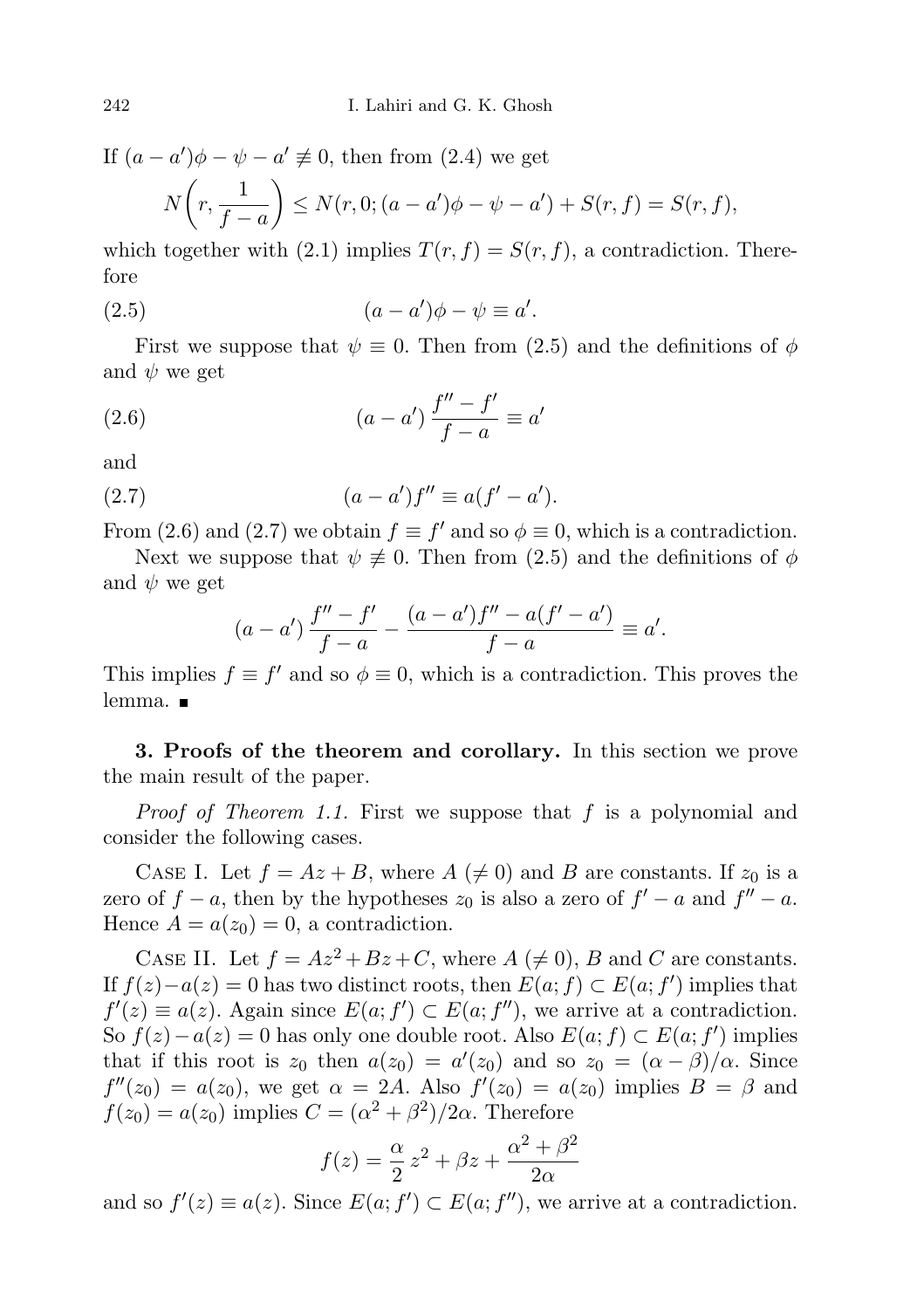If $(a - a')\phi - \psi - a' \not\equiv 0$, then from (2.4) we get

$$N\left(r, \frac{1}{f-a}\right) \le N(r, 0; (a-a')\phi - \psi - a') + S(r,f) = S(r,f),$$

which together with (2.1) implies $T(r,f) = S(r,f)$, a contradiction. Therefore

$$(a - a')\phi - \psi \equiv a'. \tag{2.5}$$

First we suppose that $\psi \equiv 0$. Then from (2.5) and the definitions of $\phi$ and $\psi$ we get

$$(a - a')\,\frac{f'' - f'}{f - a} \equiv a' \tag{2.6}$$

and

$$(a - a')f'' \equiv a(f' - a'). \tag{2.7}$$

From (2.6) and (2.7) we obtain $f \equiv f'$ and so $\phi \equiv 0$, which is a contradiction.

Next we suppose that $\psi \not\equiv 0$. Then from (2.5) and the definitions of $\phi$ and $\psi$ we get

$$(a - a')\,\frac{f'' - f'}{f - a} - \frac{(a-a')f'' - a(f' - a')}{f - a} \equiv a'.$$

This implies $f \equiv f'$ and so $\phi \equiv 0$, which is a contradiction. This proves the lemma. ∎

**3. Proofs of the theorem and corollary.** In this section we prove the main result of the paper.

*Proof of Theorem 1.1.* First we suppose that $f$ is a polynomial and consider the following cases.

Case I. Let $f = Az + B$, where $A$ ($\neq 0$) and $B$ are constants. If $z_0$ is a zero of $f - a$, then by the hypotheses $z_0$ is also a zero of $f' - a$ and $f'' - a$. Hence $A = a(z_0) = 0$, a contradiction.

Case II. Let $f = Az^2 + Bz + C$, where $A$ ($\neq 0$), $B$ and $C$ are constants. If $f(z) - a(z) = 0$ has two distinct roots, then $E(a; f) \subset E(a; f')$ implies that $f'(z) \equiv a(z)$. Again since $E(a; f') \subset E(a; f'')$, we arrive at a contradiction. So $f(z) - a(z) = 0$ has only one double root. Also $E(a; f) \subset E(a; f')$ implies that if this root is $z_0$ then $a(z_0) = a'(z_0)$ and so $z_0 = (\alpha - \beta)/\alpha$. Since $f''(z_0) = a(z_0)$, we get $\alpha = 2A$. Also $f'(z_0) = a(z_0)$ implies $B = \beta$ and $f(z_0) = a(z_0)$ implies $C = (\alpha^2 + \beta^2)/2\alpha$. Therefore

$$f(z) = \frac{\alpha}{2}\,z^2 + \beta z + \frac{\alpha^2 + \beta^2}{2\alpha}$$

and so $f'(z) \equiv a(z)$. Since $E(a; f') \subset E(a; f'')$, we arrive at a contradiction.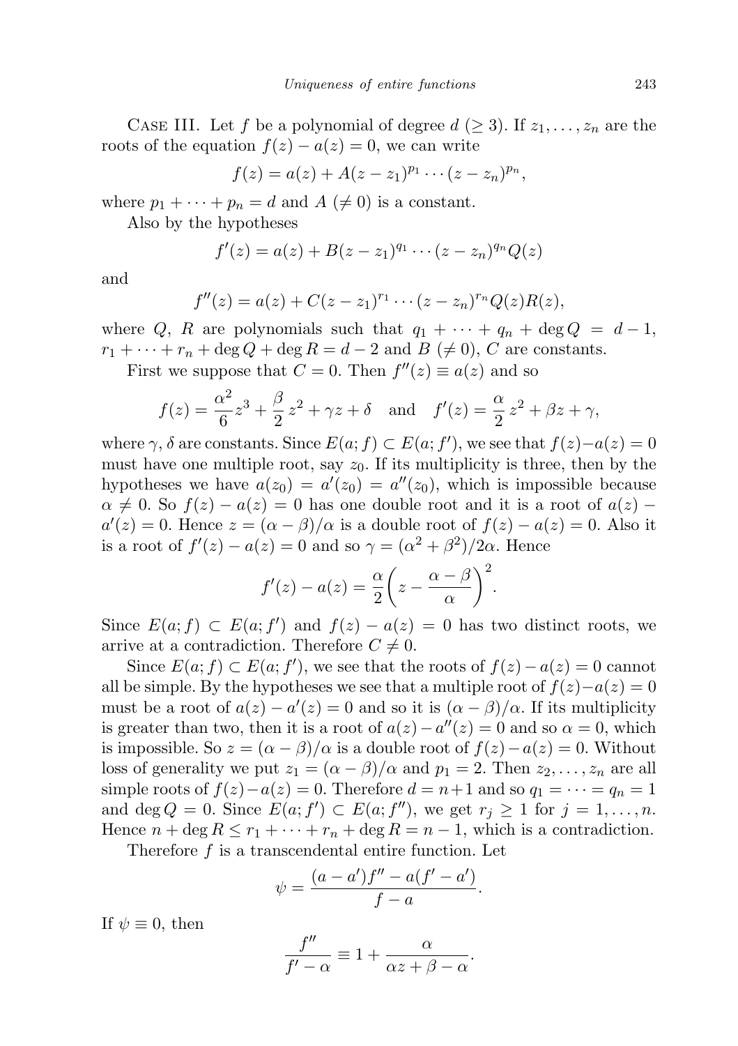Case III. Let $f$ be a polynomial of degree $d$ ($\geq 3$). If $z_1, \dots, z_n$ are the roots of the equation $f(z) - a(z) = 0$, we can write

$$f(z) = a(z) + A(z - z_1)^{p_1} \cdots (z - z_n)^{p_n},$$

where $p_1 + \dots + p_n = d$ and $A$ ($\neq 0$) is a constant.

Also by the hypotheses

$$f'(z) = a(z) + B(z - z_1)^{q_1} \cdots (z - z_n)^{q_n} Q(z)$$

and

$$f''(z) = a(z) + C(z - z_1)^{r_1} \cdots (z - z_n)^{r_n} Q(z) R(z),$$

where $Q$, $R$ are polynomials such that $q_1 + \dots + q_n + \deg Q = d - 1$, $r_1 + \dots + r_n + \deg Q + \deg R = d - 2$ and $B$ ($\neq 0$), $C$ are constants.

First we suppose that $C = 0$. Then $f''(z) \equiv a(z)$ and so

$$f(z) = \frac{\alpha^2}{6} z^3 + \frac{\beta}{2} z^2 + \gamma z + \delta \quad \text{and} \quad f'(z) = \frac{\alpha}{2} z^2 + \beta z + \gamma,$$

where $\gamma, \delta$ are constants. Since $E(a; f) \subset E(a; f')$, we see that $f(z) - a(z) = 0$ must have one multiple root, say $z_0$. If its multiplicity is three, then by the hypotheses we have $a(z_0) = a'(z_0) = a''(z_0)$, which is impossible because $\alpha \neq 0$. So $f(z) - a(z) = 0$ has one double root and it is a root of $a(z) - a'(z) = 0$. Hence $z = (\alpha - \beta)/\alpha$ is a double root of $f(z) - a(z) = 0$. Also it is a root of $f'(z) - a(z) = 0$ and so $\gamma = (\alpha^2 + \beta^2)/2\alpha$. Hence

$$f'(z) - a(z) = \frac{\alpha}{2}\left(z - \frac{\alpha - \beta}{\alpha}\right)^2.$$

Since $E(a; f) \subset E(a; f')$ and $f(z) - a(z) = 0$ has two distinct roots, we arrive at a contradiction. Therefore $C \neq 0$.

Since $E(a; f) \subset E(a; f')$, we see that the roots of $f(z) - a(z) = 0$ cannot all be simple. By the hypotheses we see that a multiple root of $f(z) - a(z) = 0$ must be a root of $a(z) - a'(z) = 0$ and so it is $(\alpha - \beta)/\alpha$. If its multiplicity is greater than two, then it is a root of $a(z) - a''(z) = 0$ and so $\alpha = 0$, which is impossible. So $z = (\alpha - \beta)/\alpha$ is a double root of $f(z) - a(z) = 0$. Without loss of generality we put $z_1 = (\alpha - \beta)/\alpha$ and $p_1 = 2$. Then $z_2, \dots, z_n$ are all simple roots of $f(z) - a(z) = 0$. Therefore $d = n + 1$ and so $q_1 = \dots = q_n = 1$ and $\deg Q = 0$. Since $E(a; f') \subset E(a; f'')$, we get $r_j \geq 1$ for $j = 1, \dots, n$. Hence $n + \deg R \leq r_1 + \dots + r_n + \deg R = n - 1$, which is a contradiction.

Therefore $f$ is a transcendental entire function. Let

$$\psi = \frac{(a - a')f'' - a(f' - a')}{f - a}.$$

If $\psi \equiv 0$, then

$$\frac{f''}{f' - \alpha} \equiv 1 + \frac{\alpha}{\alpha z + \beta - \alpha}.$$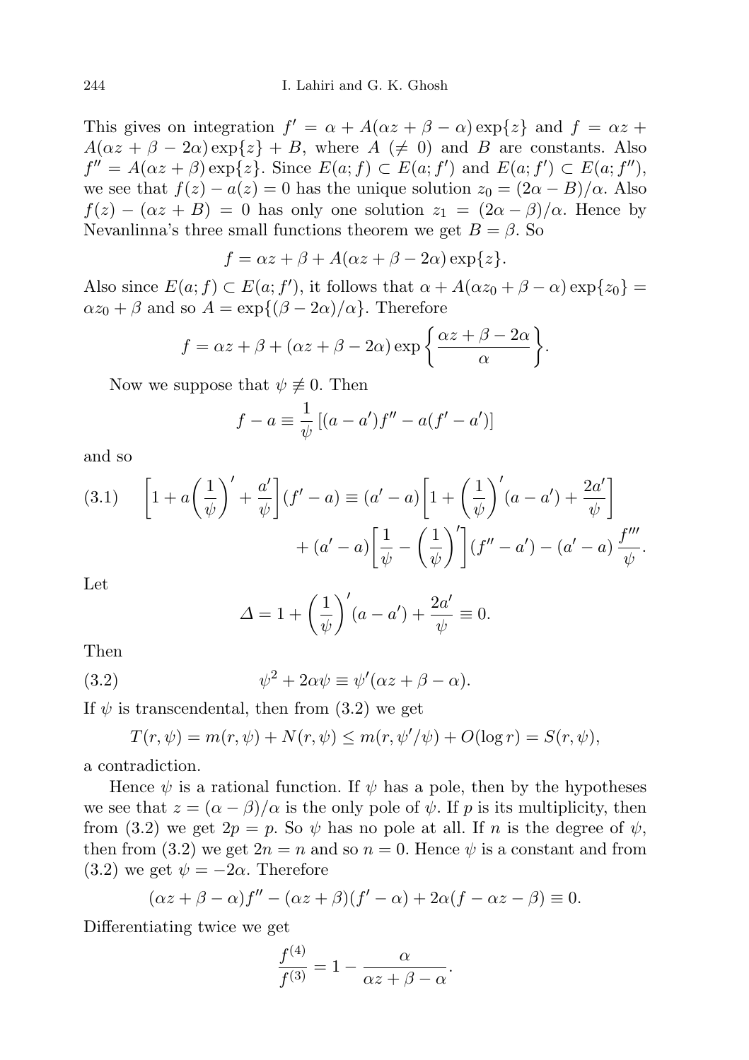This gives on integration $f' = \alpha + A(\alpha z + \beta - \alpha)\exp\{z\}$ and $f = \alpha z + A(\alpha z + \beta - 2\alpha)\exp\{z\} + B$, where $A$ $(\neq 0)$ and $B$ are constants. Also $f'' = A(\alpha z + \beta)\exp\{z\}$. Since $E(a; f) \subset E(a; f')$ and $E(a; f') \subset E(a; f'')$, we see that $f(z) - a(z) = 0$ has the unique solution $z_0 = (2\alpha - B)/\alpha$. Also $f(z) - (\alpha z + B) = 0$ has only one solution $z_1 = (2\alpha - \beta)/\alpha$. Hence by Nevanlinna's three small functions theorem we get $B = \beta$. So

$$f = \alpha z + \beta + A(\alpha z + \beta - 2\alpha)\exp\{z\}.$$

Also since $E(a; f) \subset E(a; f')$, it follows that $\alpha + A(\alpha z_0 + \beta - \alpha)\exp\{z_0\} = \alpha z_0 + \beta$ and so $A = \exp\{(\beta - 2\alpha)/\alpha\}$. Therefore

$$f = \alpha z + \beta + (\alpha z + \beta - 2\alpha)\exp\left\{\frac{\alpha z + \beta - 2\alpha}{\alpha}\right\}.$$

Now we suppose that $\psi \not\equiv 0$. Then

$$f - a \equiv \frac{1}{\psi}\left[(a - a')f'' - a(f' - a')\right]$$

and so

$$\left[1 + a\left(\frac{1}{\psi}\right)' + \frac{a'}{\psi}\right](f' - a) \equiv (a' - a)\left[1 + \left(\frac{1}{\psi}\right)'(a - a') + \frac{2a'}{\psi}\right] + (a' - a)\left[\frac{1}{\psi} - \left(\frac{1}{\psi}\right)'\right](f'' - a') - (a' - a)\frac{f'''}{\psi}. \tag{3.1}$$

Let

$$\Delta = 1 + \left(\frac{1}{\psi}\right)'(a - a') + \frac{2a'}{\psi} \equiv 0.$$

Then

$$\psi^2 + 2\alpha\psi \equiv \psi'(\alpha z + \beta - \alpha). \tag{3.2}$$

If $\psi$ is transcendental, then from (3.2) we get

$$T(r, \psi) = m(r, \psi) + N(r, \psi) \leq m(r, \psi'/\psi) + O(\log r) = S(r, \psi),$$

a contradiction.

Hence $\psi$ is a rational function. If $\psi$ has a pole, then by the hypotheses we see that $z = (\alpha - \beta)/\alpha$ is the only pole of $\psi$. If $p$ is its multiplicity, then from (3.2) we get $2p = p$. So $\psi$ has no pole at all. If $n$ is the degree of $\psi$, then from (3.2) we get $2n = n$ and so $n = 0$. Hence $\psi$ is a constant and from (3.2) we get $\psi = -2\alpha$. Therefore

$$(\alpha z + \beta - \alpha)f'' - (\alpha z + \beta)(f' - \alpha) + 2\alpha(f - \alpha z - \beta) \equiv 0.$$

Differentiating twice we get

$$\frac{f^{(4)}}{f^{(3)}} = 1 - \frac{\alpha}{\alpha z + \beta - \alpha}.$$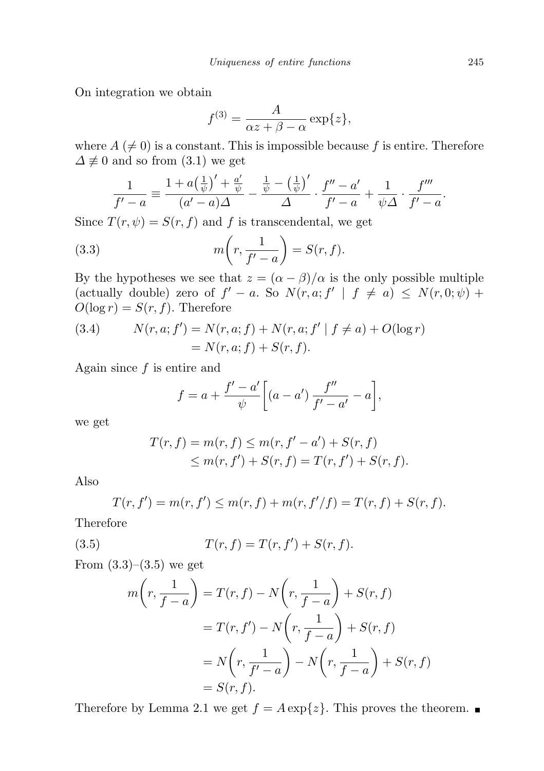On integration we obtain

$$f^{(3)} = \frac{A}{\alpha z + \beta - \alpha} \exp\{z\},$$

where $A\ (\neq 0)$ is a constant. This is impossible because $f$ is entire. Therefore $\Delta \not\equiv 0$ and so from (3.1) we get

$$\frac{1}{f' - a} \equiv \frac{1 + a\left(\frac{1}{\psi}\right)' + \frac{a'}{\psi}}{(a' - a)\Delta} - \frac{\frac{1}{\psi} - \left(\frac{1}{\psi}\right)'}{\Delta} \cdot \frac{f'' - a'}{f' - a} + \frac{1}{\psi \Delta} \cdot \frac{f'''}{f' - a}.$$

Since $T(r, \psi) = S(r, f)$ and $f$ is transcendental, we get

$$m\left(r, \frac{1}{f' - a}\right) = S(r, f). \tag{3.3}$$

By the hypotheses we see that $z = (\alpha - \beta)/\alpha$ is the only possible multiple (actually double) zero of $f' - a$. So $N(r, a; f' \mid f \neq a) \leq N(r, 0; \psi) + O(\log r) = S(r, f)$. Therefore

$$\begin{aligned} N(r, a; f') &= N(r, a; f) + N(r, a; f' \mid f \neq a) + O(\log r) \\ &= N(r, a; f) + S(r, f). \end{aligned} \tag{3.4}$$

Again since $f$ is entire and

$$f = a + \frac{f' - a'}{\psi} \left[ (a - a') \frac{f''}{f' - a'} - a \right],$$

we get

$$\begin{aligned} T(r, f) = m(r, f) &\leq m(r, f' - a') + S(r, f) \\ &\leq m(r, f') + S(r, f) = T(r, f') + S(r, f). \end{aligned}$$

Also

$$T(r, f') = m(r, f') \leq m(r, f) + m(r, f'/f) = T(r, f) + S(r, f).$$

Therefore

$$T(r, f) = T(r, f') + S(r, f). \tag{3.5}$$

From (3.3)–(3.5) we get

$$\begin{aligned} m\left(r, \frac{1}{f - a}\right) &= T(r, f) - N\left(r, \frac{1}{f - a}\right) + S(r, f) \\ &= T(r, f') - N\left(r, \frac{1}{f - a}\right) + S(r, f) \\ &= N\left(r, \frac{1}{f' - a}\right) - N\left(r, \frac{1}{f - a}\right) + S(r, f) \\ &= S(r, f). \end{aligned}$$

Therefore by Lemma 2.1 we get $f = A \exp\{z\}$. This proves the theorem. ∎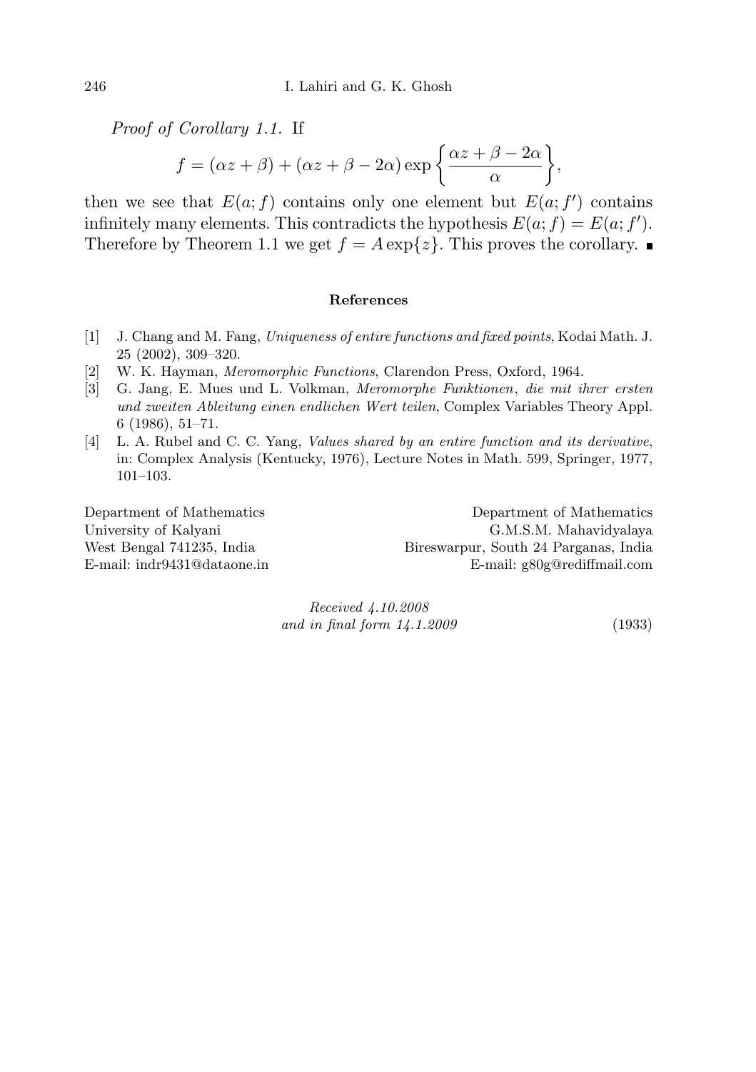*Proof of Corollary 1.1.* If

$$f = (\alpha z + \beta) + (\alpha z + \beta - 2\alpha) \exp\left\{\frac{\alpha z + \beta - 2\alpha}{\alpha}\right\},$$

then we see that $E(a; f)$ contains only one element but $E(a; f')$ contains infinitely many elements. This contradicts the hypothesis $E(a; f) = E(a; f')$. Therefore by Theorem 1.1 we get $f = A \exp\{z\}$. This proves the corollary. ∎

## References

[1] J. Chang and M. Fang, *Uniqueness of entire functions and fixed points*, Kodai Math. J. 25 (2002), 309–320.

[2] W. K. Hayman, *Meromorphic Functions*, Clarendon Press, Oxford, 1964.

[3] G. Jang, E. Mues und L. Volkman, *Meromorphe Funktionen, die mit ihrer ersten und zweiten Ableitung einen endlichen Wert teilen*, Complex Variables Theory Appl. 6 (1986), 51–71.

[4] L. A. Rubel and C. C. Yang, *Values shared by an entire function and its derivative*, in: Complex Analysis (Kentucky, 1976), Lecture Notes in Math. 599, Springer, 1977, 101–103.

Department of Mathematics
University of Kalyani
West Bengal 741235, India
E-mail: indr9431@dataone.in

Department of Mathematics
G.M.S.M. Mahavidyalaya
Bireswarpur, South 24 Parganas, India
E-mail: g80g@rediffmail.com

*Received 4.10.2008*
*and in final form 14.1.2009* (1933)